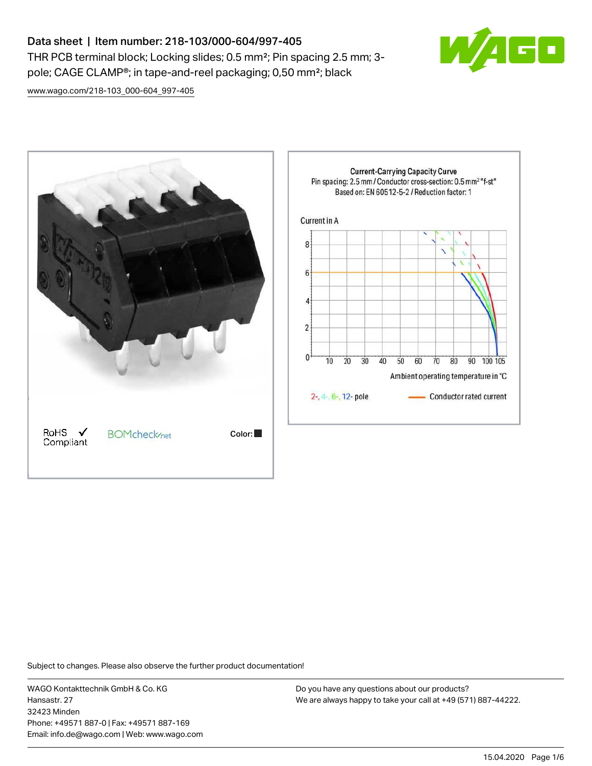# Data sheet | Item number: 218-103/000-604/997-405

THR PCB terminal block; Locking slides; 0.5 mm²; Pin spacing 2.5 mm; 3-pole; CAGE CLAMP®; in tape-and-reel packaging; 0,50 mm²; black

www.wago.com/218-103_000-604_997-405

RoHS ✓ Compliant

BOMcheck.net

Color: ■

Subject to changes. Please also observe the further product documentation!

WAGO Kontakttechnik GmbH & Co. KG
Hansastr. 27
32423 Minden
Phone: +49571 887-0 | Fax: +49571 887-169
Email: info.de@wago.com | Web: www.wago.com

Do you have any questions about our products?
We are always happy to take your call at +49 (571) 887-44222.

15.04.2020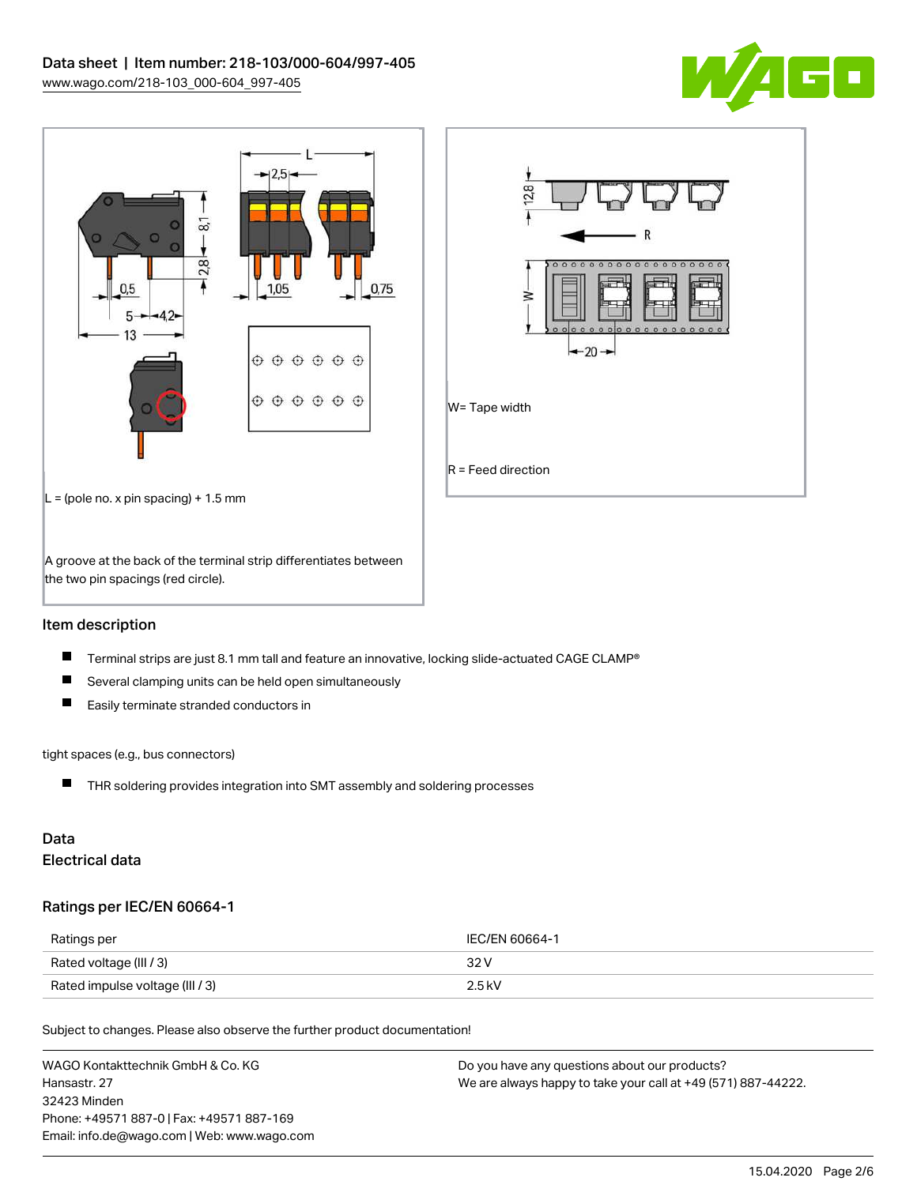L = (pole no. x pin spacing) + 1.5 mm

A groove at the back of the terminal strip differentiates between the two pin spacings (red circle).

W= Tape width

R = Feed direction

## Item description

- Terminal strips are just 8.1 mm tall and feature an innovative, locking slide-actuated CAGE CLAMP®
- Several clamping units can be held open simultaneously
- Easily terminate stranded conductors in

tight spaces (e.g., bus connectors)

- THR soldering provides integration into SMT assembly and soldering processes

## Data

### Electrical data

### Ratings per IEC/EN 60664-1

| Ratings per | IEC/EN 60664-1 |
| --- | --- |
| Rated voltage (III / 3) | 32 V |
| Rated impulse voltage (III / 3) | 2.5 kV |

Subject to changes. Please also observe the further product documentation!

WAGO Kontakttechnik GmbH & Co. KG
Hansastr. 27
32423 Minden
Phone: +49571 887-0 | Fax: +49571 887-169
Email: info.de@wago.com | Web: www.wago.com

Do you have any questions about our products?
We are always happy to take your call at +49 (571) 887-44222.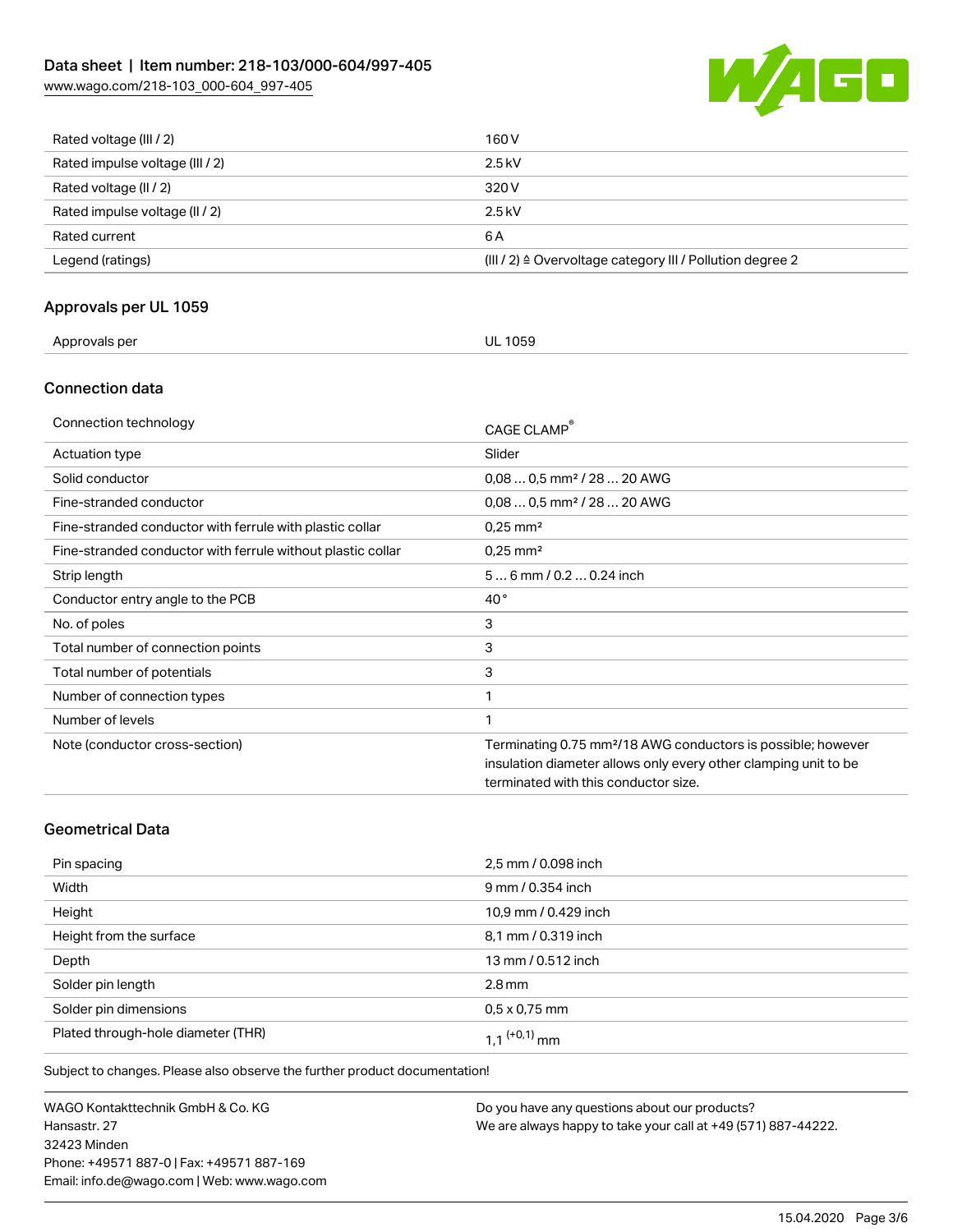| | |
|---|---|
| Rated voltage (III / 2) | 160 V |
| Rated impulse voltage (III / 2) | 2.5 kV |
| Rated voltage (II / 2) | 320 V |
| Rated impulse voltage (II / 2) | 2.5 kV |
| Rated current | 6 A |
| Legend (ratings) | (III / 2) ≙ Overvoltage category III / Pollution degree 2 |

## Approvals per UL 1059

| | |
|---|---|
| Approvals per | UL 1059 |

## Connection data

| | |
|---|---|
| Connection technology | CAGE CLAMP® |
| Actuation type | Slider |
| Solid conductor | 0,08 … 0,5 mm² / 28 … 20 AWG |
| Fine-stranded conductor | 0,08 … 0,5 mm² / 28 … 20 AWG |
| Fine-stranded conductor with ferrule with plastic collar | 0,25 mm² |
| Fine-stranded conductor with ferrule without plastic collar | 0,25 mm² |
| Strip length | 5 … 6 mm / 0.2 … 0.24 inch |
| Conductor entry angle to the PCB | 40 ° |
| No. of poles | 3 |
| Total number of connection points | 3 |
| Total number of potentials | 3 |
| Number of connection types | 1 |
| Number of levels | 1 |
| Note (conductor cross-section) | Terminating 0.75 mm²/18 AWG conductors is possible; however insulation diameter allows only every other clamping unit to be terminated with this conductor size. |

## Geometrical Data

| | |
|---|---|
| Pin spacing | 2,5 mm / 0.098 inch |
| Width | 9 mm / 0.354 inch |
| Height | 10,9 mm / 0.429 inch |
| Height from the surface | 8,1 mm / 0.319 inch |
| Depth | 13 mm / 0.512 inch |
| Solder pin length | 2.8 mm |
| Solder pin dimensions | 0,5 x 0,75 mm |
| Plated through-hole diameter (THR) | $1,1^{(+0,1)}$ mm |

Subject to changes. Please also observe the further product documentation!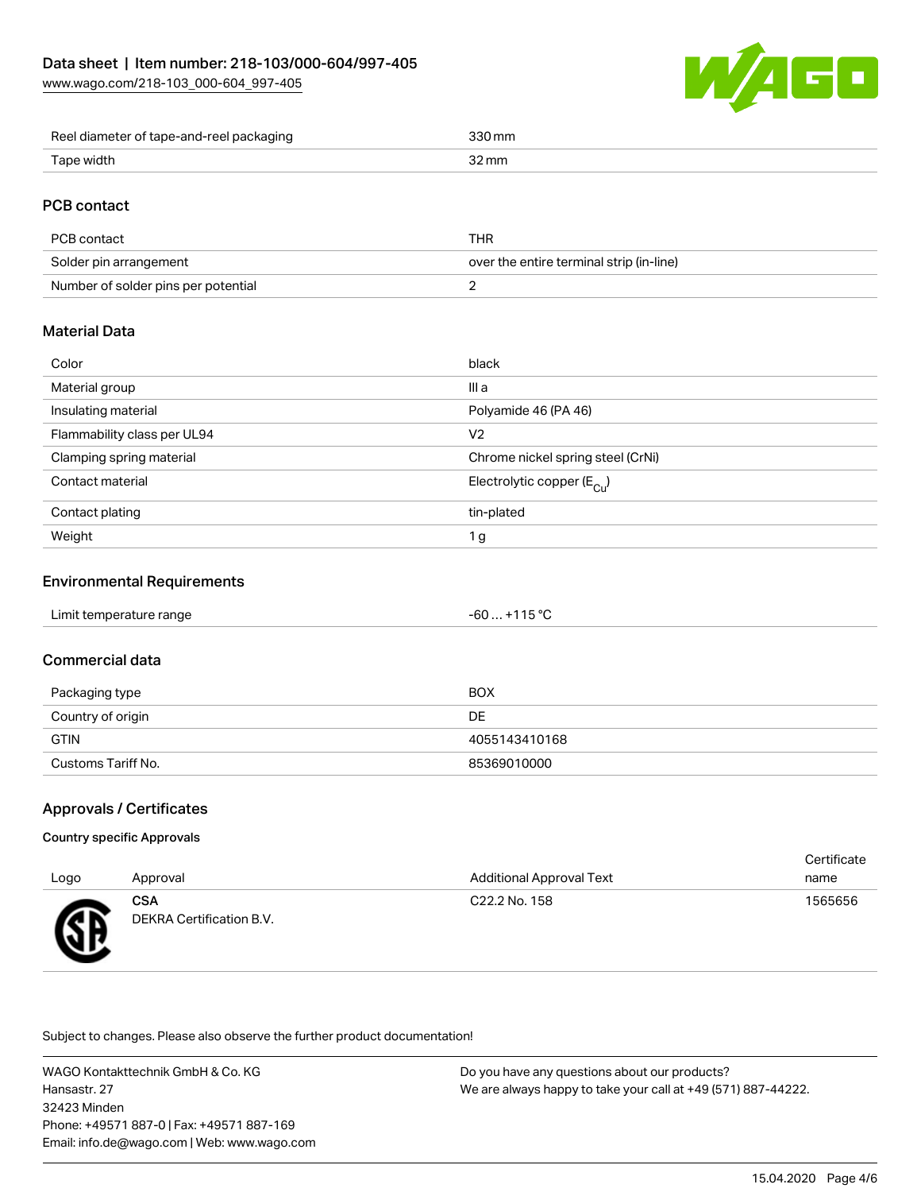| Reel diameter of tape-and-reel packaging | 330 mm |
| --- | --- |
| Tape width | 32 mm |

## PCB contact

| PCB contact | THR |
| --- | --- |
| Solder pin arrangement | over the entire terminal strip (in-line) |
| Number of solder pins per potential | 2 |

## Material Data

| Color | black |
| --- | --- |
| Material group | III a |
| Insulating material | Polyamide 46 (PA 46) |
| Flammability class per UL94 | V2 |
| Clamping spring material | Chrome nickel spring steel (CrNi) |
| Contact material | Electrolytic copper ($E_{Cu}$) |
| Contact plating | tin-plated |
| Weight | 1 g |

## Environmental Requirements

| Limit temperature range | -60 … +115 °C |
| --- | --- |

## Commercial data

| Packaging type | BOX |
| --- | --- |
| Country of origin | DE |
| GTIN | 4055143410168 |
| Customs Tariff No. | 85369010000 |

## Approvals / Certificates

### Country specific Approvals

| Logo | Approval | Additional Approval Text | Certificate name |
| --- | --- | --- | --- |
| | **CSA** DEKRA Certification B.V. | C22.2 No. 158 | 1565656 |

Subject to changes. Please also observe the further product documentation!

WAGO Kontakttechnik GmbH & Co. KG
Hansastr. 27
32423 Minden
Phone: +49571 887-0 | Fax: +49571 887-169
Email: info.de@wago.com | Web: www.wago.com

Do you have any questions about our products?
We are always happy to take your call at +49 (571) 887-44222.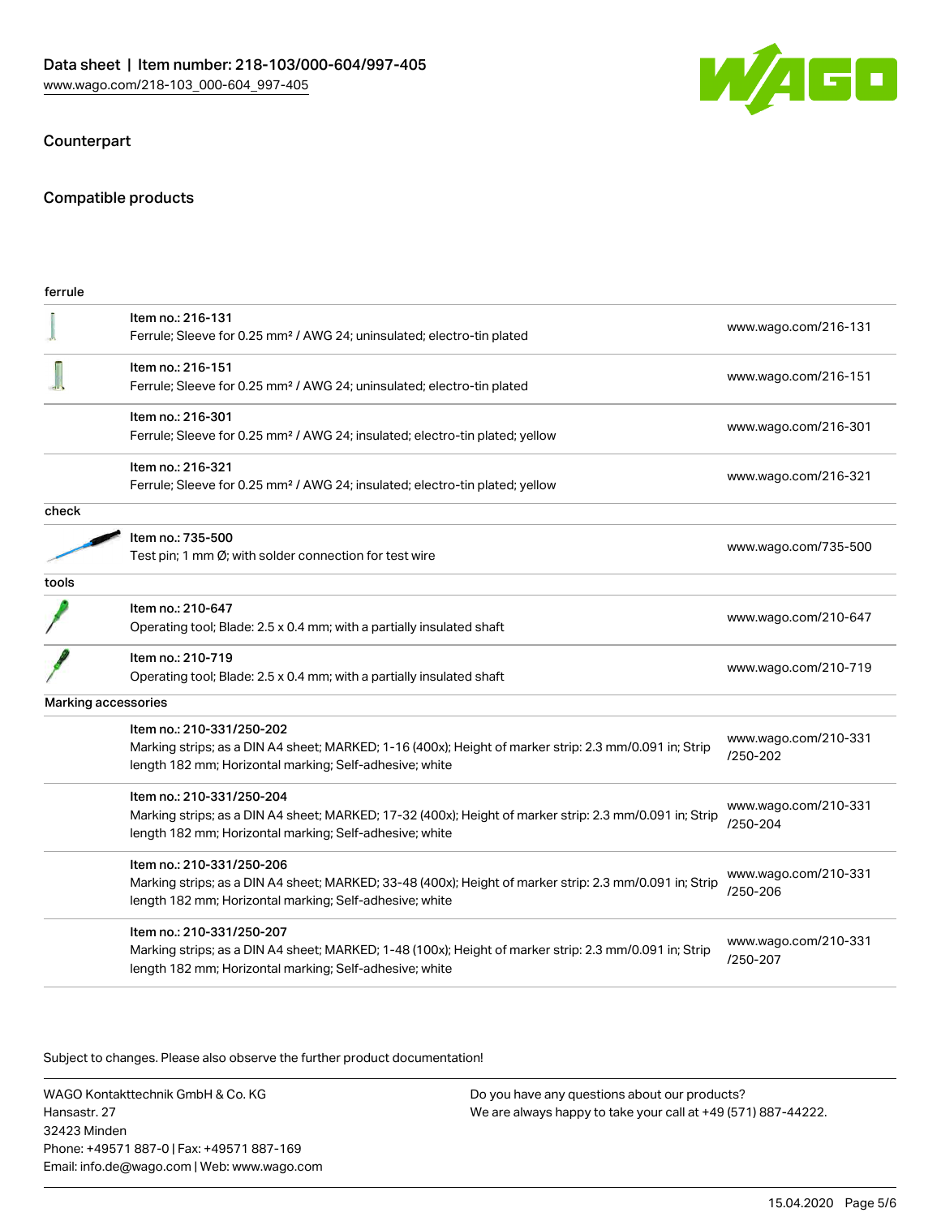## Counterpart

## Compatible products

| ferrule | | |
|---|---|---|
| | Item no.: 216-131<br>Ferrule; Sleeve for 0.25 mm² / AWG 24; uninsulated; electro-tin plated | www.wago.com/216-131 |
| | Item no.: 216-151<br>Ferrule; Sleeve for 0.25 mm² / AWG 24; uninsulated; electro-tin plated | www.wago.com/216-151 |
| | Item no.: 216-301<br>Ferrule; Sleeve for 0.25 mm² / AWG 24; insulated; electro-tin plated; yellow | www.wago.com/216-301 |
| | Item no.: 216-321<br>Ferrule; Sleeve for 0.25 mm² / AWG 24; insulated; electro-tin plated; yellow | www.wago.com/216-321 |
| **check** | | |
| | Item no.: 735-500<br>Test pin; 1 mm Ø; with solder connection for test wire | www.wago.com/735-500 |
| **tools** | | |
| | Item no.: 210-647<br>Operating tool; Blade: 2.5 x 0.4 mm; with a partially insulated shaft | www.wago.com/210-647 |
| | Item no.: 210-719<br>Operating tool; Blade: 2.5 x 0.4 mm; with a partially insulated shaft | www.wago.com/210-719 |
| **Marking accessories** | | |
| | Item no.: 210-331/250-202<br>Marking strips; as a DIN A4 sheet; MARKED; 1-16 (400x); Height of marker strip: 2.3 mm/0.091 in; Strip length 182 mm; Horizontal marking; Self-adhesive; white | www.wago.com/210-331/250-202 |
| | Item no.: 210-331/250-204<br>Marking strips; as a DIN A4 sheet; MARKED; 17-32 (400x); Height of marker strip: 2.3 mm/0.091 in; Strip length 182 mm; Horizontal marking; Self-adhesive; white | www.wago.com/210-331/250-204 |
| | Item no.: 210-331/250-206<br>Marking strips; as a DIN A4 sheet; MARKED; 33-48 (400x); Height of marker strip: 2.3 mm/0.091 in; Strip length 182 mm; Horizontal marking; Self-adhesive; white | www.wago.com/210-331/250-206 |
| | Item no.: 210-331/250-207<br>Marking strips; as a DIN A4 sheet; MARKED; 1-48 (100x); Height of marker strip: 2.3 mm/0.091 in; Strip length 182 mm; Horizontal marking; Self-adhesive; white | www.wago.com/210-331/250-207 |

Subject to changes. Please also observe the further product documentation!

WAGO Kontakttechnik GmbH & Co. KG
Hansastr. 27
32423 Minden
Phone: +49571 887-0 | Fax: +49571 887-169
Email: info.de@wago.com | Web: www.wago.com

Do you have any questions about our products?
We are always happy to take your call at +49 (571) 887-44222.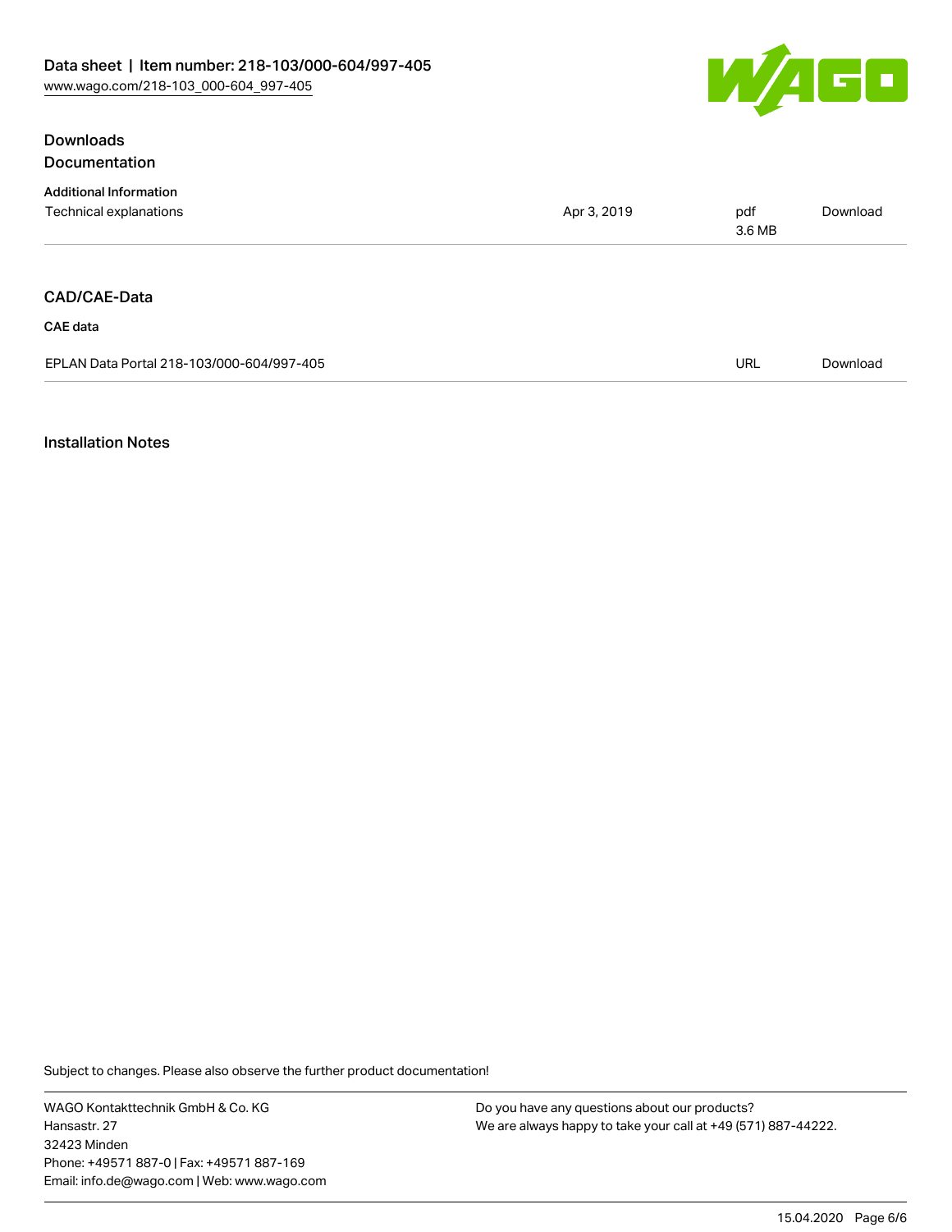## Downloads

### Documentation

**Additional Information**

| | | | |
|---|---|---|---|
| Technical explanations | Apr 3, 2019 | pdf<br>3.6 MB | Download |

### CAD/CAE-Data

**CAE data**

| | | |
|---|---|---|
| EPLAN Data Portal 218-103/000-604/997-405 | URL | Download |

### Installation Notes